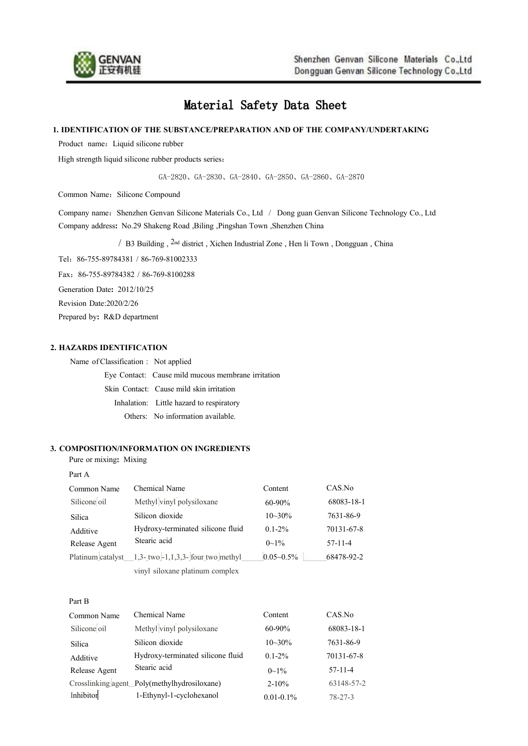# Material Safety Data Sheet

## 1. IDENTIFICATION OF THE SUBSTANCE/PREPARATION AND OF THE COMPANY/UNDERTAKING

Product name：Liquid silicone rubber

High strength liquid silicone rubber products series：

GA-2820、GA-2830、GA-2840、GA-2850、GA-2860、GA-2870

Common Name：Silicone Compound

Company name：Shenzhen Genvan Silicone Materials Co., Ltd / Dong guan Genvan Silicone Technology Co., Ltd

Company address: No.29 Shakeng Road ,Biling ,Pingshan Town ,Shenzhen China

/ B3 Building , 2nd district , Xichen Industrial Zone , Hen li Town , Dongguan , China

Tel：86-755-89784381 / 86-769-81002333

Fax：86-755-89784382 / 86-769-8100288

Generation Date: 2012/10/25

Revision Date:2020/2/26

Prepared by: R&D department

## 2. HAZARDS IDENTIFICATION

Name of Classification : Not applied

Eye Contact: Cause mild mucous membrane irritation

Skin Contact: Cause mild skin irritation

Inhalation: Little hazard to respiratory

Others: No information available.

## 3. COMPOSITION/INFORMATION ON INGREDIENTS

Pure or mixing: Mixing

Part A

| Common Name | Chemical Name | Content | CAS.No |
|---|---|---|---|
| Silicone oil | Methyl vinyl polysiloxane | 60-90% | 68083-18-1 |
| Silica | Silicon dioxide | 10~30% | 7631-86-9 |
| Additive | Hydroxy-terminated silicone fluid | 0.1-2% | 70131-67-8 |
| Release Agent | Stearic acid | 0~1% | 57-11-4 |
| Platinum catalyst | 1,3- two -1,1,3,3- four two methyl vinyl siloxane platinum complex | 0.05~0.5% | 68478-92-2 |

Part B

| Common Name | Chemical Name | Content | CAS.No |
|---|---|---|---|
| Silicone oil | Methyl vinyl polysiloxane | 60-90% | 68083-18-1 |
| Silica | Silicon dioxide | 10~30% | 7631-86-9 |
| Additive | Hydroxy-terminated silicone fluid | 0.1-2% | 70131-67-8 |
| Release Agent | Stearic acid | 0~1% | 57-11-4 |
| Crosslinking agent | Poly(methylhydrosiloxane) | 2-10% | 63148-57-2 |
| Inhibitor | 1-Ethynyl-1-cyclohexanol | 0.01-0.1% | 78-27-3 |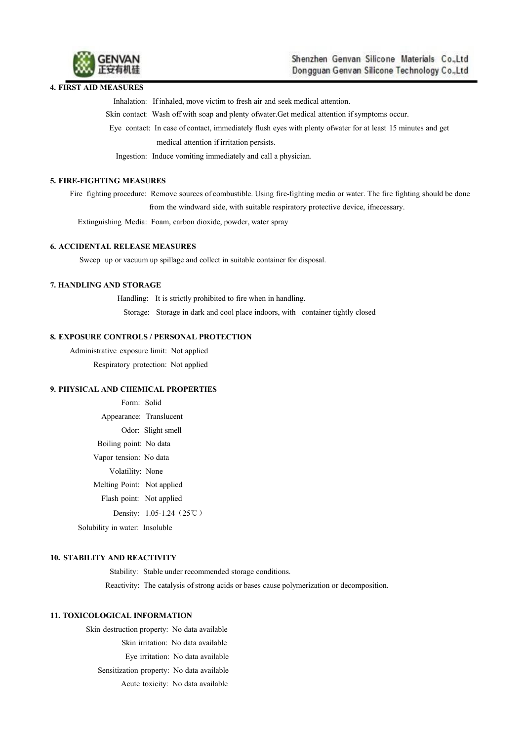## 4. FIRST AID MEASURES

Inhalation: If inhaled, move victim to fresh air and seek medical attention.

Skin contact: Wash off with soap and plenty ofwater.Get medical attention if symptoms occur.

Eye contact: In case of contact, immediately flush eyes with plenty ofwater for at least 15 minutes and get medical attention if irritation persists.

Ingestion: Induce vomiting immediately and call a physician.

## 5. FIRE-FIGHTING MEASURES

Fire fighting procedure: Remove sources of combustible. Using fire-fighting media or water. The fire fighting should be done from the windward side, with suitable respiratory protective device, ifnecessary.

Extinguishing Media: Foam, carbon dioxide, powder, water spray

## 6. ACCIDENTAL RELEASE MEASURES

Sweep up or vacuum up spillage and collect in suitable container for disposal.

## 7. HANDLING AND STORAGE

Handling: It is strictly prohibited to fire when in handling.

Storage: Storage in dark and cool place indoors, with container tightly closed

## 8. EXPOSURE CONTROLS / PERSONAL PROTECTION

Administrative exposure limit: Not applied

Respiratory protection: Not applied

## 9. PHYSICAL AND CHEMICAL PROPERTIES

Form: Solid

Appearance: Translucent

Odor: Slight smell

Boiling point: No data

Vapor tension: No data

Volatility: None

Melting Point: Not applied

Flash point: Not applied

Density: 1.05-1.24（25℃）

Solubility in water: Insoluble

## 10. STABILITY AND REACTIVITY

Stability: Stable under recommended storage conditions.

Reactivity: The catalysis of strong acids or bases cause polymerization or decomposition.

## 11. TOXICOLOGICAL INFORMATION

Skin destruction property: No data available

Skin irritation: No data available

Eye irritation: No data available

Sensitization property: No data available

Acute toxicity: No data available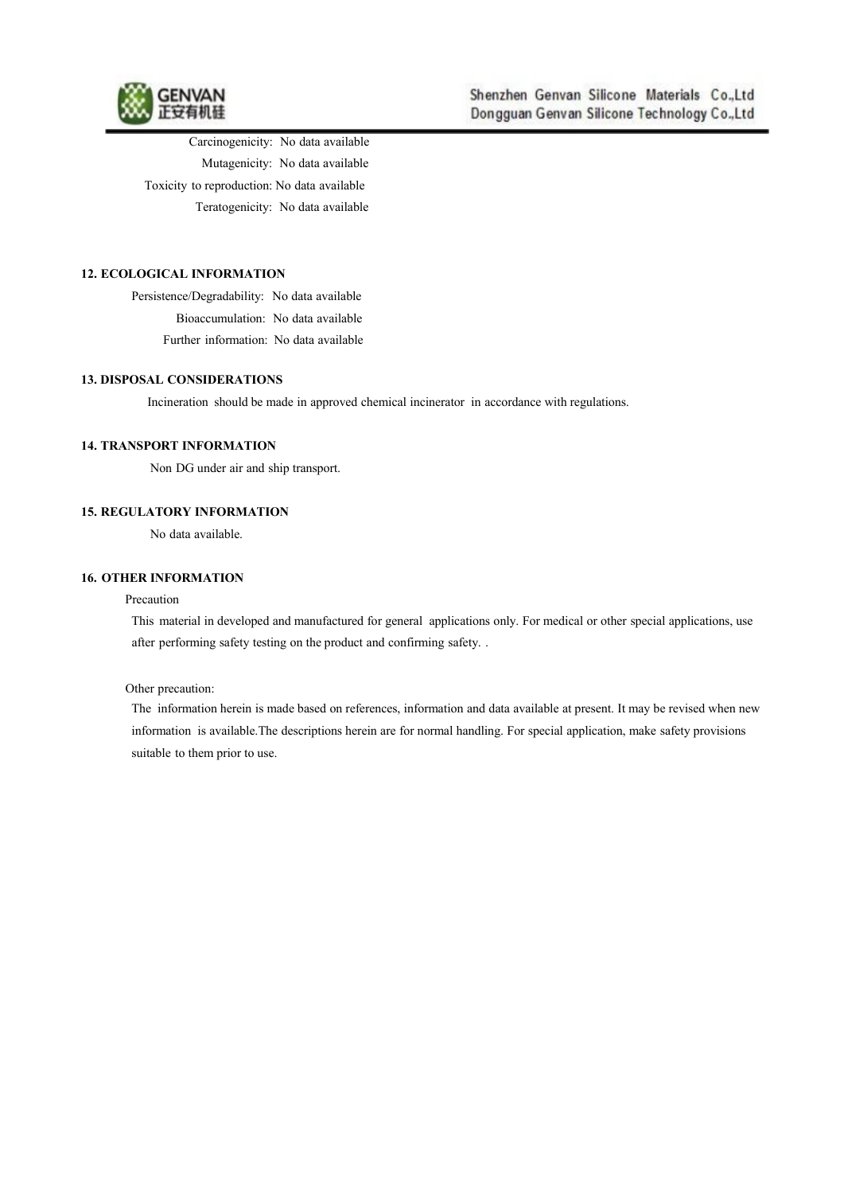Carcinogenicity: No data available

Mutagenicity: No data available

Toxicity to reproduction: No data available

Teratogenicity: No data available

## 12. ECOLOGICAL INFORMATION

Persistence/Degradability: No data available

Bioaccumulation: No data available

Further information: No data available

## 13. DISPOSAL CONSIDERATIONS

Incineration should be made in approved chemical incinerator in accordance with regulations.

## 14. TRANSPORT INFORMATION

Non DG under air and ship transport.

## 15. REGULATORY INFORMATION

No data available.

## 16. OTHER INFORMATION

Precaution

This material in developed and manufactured for general applications only. For medical or other special applications, use after performing safety testing on the product and confirming safety. .

Other precaution:

The information herein is made based on references, information and data available at present. It may be revised when new information is available.The descriptions herein are for normal handling. For special application, make safety provisions suitable to them prior to use.